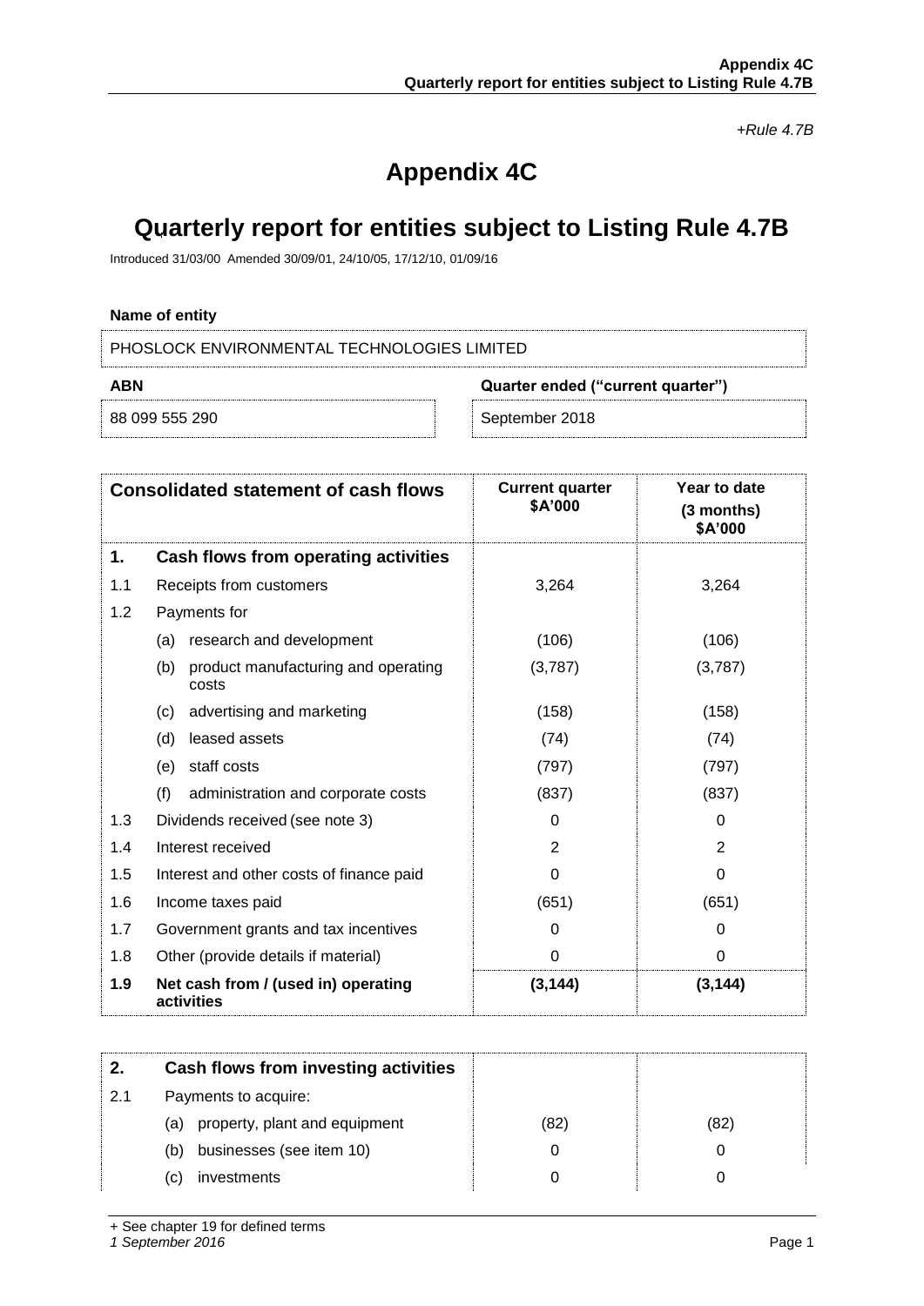*+Rule 4.7B*

# Appendix 4C

# Quarterly report for entities subject to Listing Rule 4.7B

Introduced 31/03/00 Amended 30/09/01, 24/10/05, 17/12/10, 01/09/16

**Name of entity**

| PHOSLOCK ENVIRONMENTAL TECHNOLOGIES LIMITED | |
|---|---|
| **ABN** | **Quarter ended ("current quarter")** |
| 88 099 555 290 | September 2018 |

| | **Consolidated statement of cash flows** | **Current quarter $A'000** | **Year to date (3 months) $A'000** |
|---|---|---|---|
| **1.** | **Cash flows from operating activities** | | |
| 1.1 | Receipts from customers | 3,264 | 3,264 |
| 1.2 | Payments for | | |
| | (a) research and development | (106) | (106) |
| | (b) product manufacturing and operating costs | (3,787) | (3,787) |
| | (c) advertising and marketing | (158) | (158) |
| | (d) leased assets | (74) | (74) |
| | (e) staff costs | (797) | (797) |
| | (f) administration and corporate costs | (837) | (837) |
| 1.3 | Dividends received (see note 3) | 0 | 0 |
| 1.4 | Interest received | 2 | 2 |
| 1.5 | Interest and other costs of finance paid | 0 | 0 |
| 1.6 | Income taxes paid | (651) | (651) |
| 1.7 | Government grants and tax incentives | 0 | 0 |
| 1.8 | Other (provide details if material) | 0 | 0 |
| **1.9** | **Net cash from / (used in) operating activities** | **(3,144)** | **(3,144)** |

| | | | |
|---|---|---|---|
| **2.** | **Cash flows from investing activities** | | |
| 2.1 | Payments to acquire: | | |
| | (a) property, plant and equipment | (82) | (82) |
| | (b) businesses (see item 10) | 0 | 0 |
| | (c) investments | 0 | 0 |

+ See chapter 19 for defined terms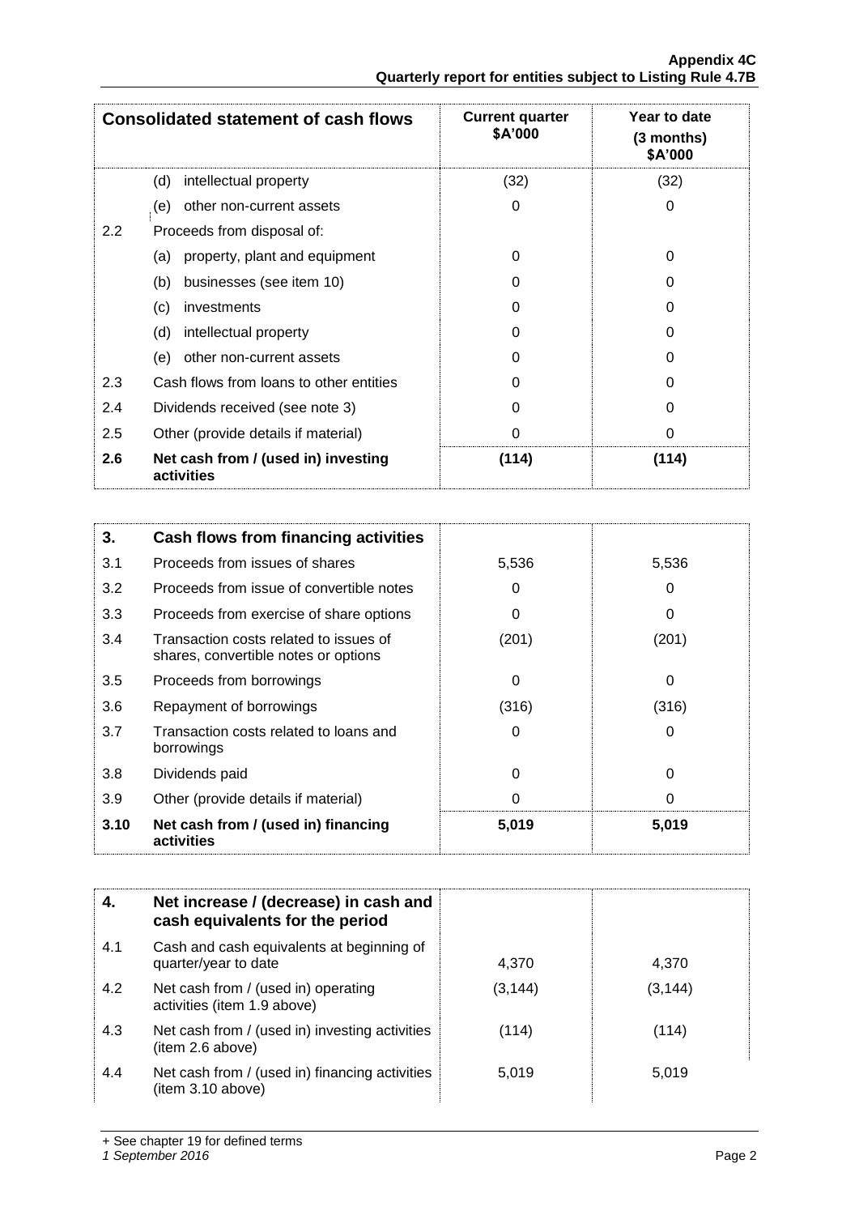| Consolidated statement of cash flows | | Current quarter $A'000 | Year to date (3 months) $A'000 |
|---|---|---|---|
| | (d) intellectual property | (32) | (32) |
| | (e) other non-current assets | 0 | 0 |
| 2.2 | Proceeds from disposal of: | | |
| | (a) property, plant and equipment | 0 | 0 |
| | (b) businesses (see item 10) | 0 | 0 |
| | (c) investments | 0 | 0 |
| | (d) intellectual property | 0 | 0 |
| | (e) other non-current assets | 0 | 0 |
| 2.3 | Cash flows from loans to other entities | 0 | 0 |
| 2.4 | Dividends received (see note 3) | 0 | 0 |
| 2.5 | Other (provide details if material) | 0 | 0 |
| **2.6** | **Net cash from / (used in) investing activities** | **(114)** | **(114)** |

| **3.** | **Cash flows from financing activities** | | |
|---|---|---|---|
| 3.1 | Proceeds from issues of shares | 5,536 | 5,536 |
| 3.2 | Proceeds from issue of convertible notes | 0 | 0 |
| 3.3 | Proceeds from exercise of share options | 0 | 0 |
| 3.4 | Transaction costs related to issues of shares, convertible notes or options | (201) | (201) |
| 3.5 | Proceeds from borrowings | 0 | 0 |
| 3.6 | Repayment of borrowings | (316) | (316) |
| 3.7 | Transaction costs related to loans and borrowings | 0 | 0 |
| 3.8 | Dividends paid | 0 | 0 |
| 3.9 | Other (provide details if material) | 0 | 0 |
| **3.10** | **Net cash from / (used in) financing activities** | **5,019** | **5,019** |

| **4.** | **Net increase / (decrease) in cash and cash equivalents for the period** | | |
|---|---|---|---|
| 4.1 | Cash and cash equivalents at beginning of quarter/year to date | 4,370 | 4,370 |
| 4.2 | Net cash from / (used in) operating activities (item 1.9 above) | (3,144) | (3,144) |
| 4.3 | Net cash from / (used in) investing activities (item 2.6 above) | (114) | (114) |
| 4.4 | Net cash from / (used in) financing activities (item 3.10 above) | 5,019 | 5,019 |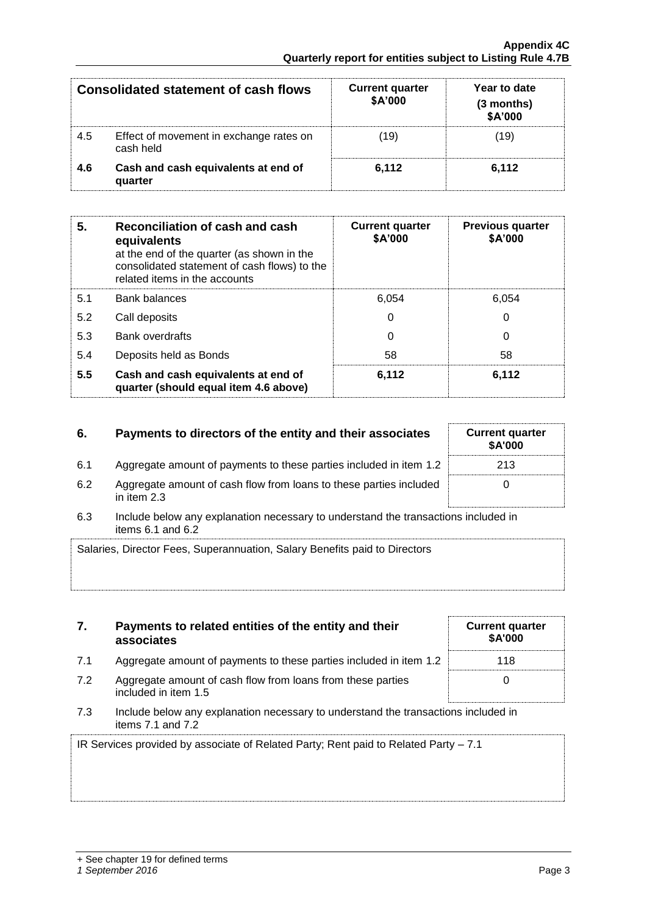| Consolidated statement of cash flows | | Current quarter $A'000 | Year to date (3 months) $A'000 |
|---|---|---|---|
| 4.5 | Effect of movement in exchange rates on cash held | (19) | (19) |
| **4.6** | **Cash and cash equivalents at end of quarter** | **6,112** | **6,112** |

| **5.** | **Reconciliation of cash and cash equivalents** at the end of the quarter (as shown in the consolidated statement of cash flows) to the related items in the accounts | Current quarter $A'000 | Previous quarter $A'000 |
|---|---|---|---|
| 5.1 | Bank balances | 6,054 | 6,054 |
| 5.2 | Call deposits | 0 | 0 |
| 5.3 | Bank overdrafts | 0 | 0 |
| 5.4 | Deposits held as Bonds | 58 | 58 |
| **5.5** | **Cash and cash equivalents at end of quarter (should equal item 4.6 above)** | **6,112** | **6,112** |

| **6.** | **Payments to directors of the entity and their associates** | **Current quarter $A'000** |
|---|---|---|
| 6.1 | Aggregate amount of payments to these parties included in item 1.2 | 213 |
| 6.2 | Aggregate amount of cash flow from loans to these parties included in item 2.3 | 0 |

6.3 Include below any explanation necessary to understand the transactions included in items 6.1 and 6.2

Salaries, Director Fees, Superannuation, Salary Benefits paid to Directors

| **7.** | **Payments to related entities of the entity and their associates** | **Current quarter $A'000** |
|---|---|---|
| 7.1 | Aggregate amount of payments to these parties included in item 1.2 | 118 |
| 7.2 | Aggregate amount of cash flow from loans from these parties included in item 1.5 | 0 |

7.3 Include below any explanation necessary to understand the transactions included in items 7.1 and 7.2

IR Services provided by associate of Related Party; Rent paid to Related Party – 7.1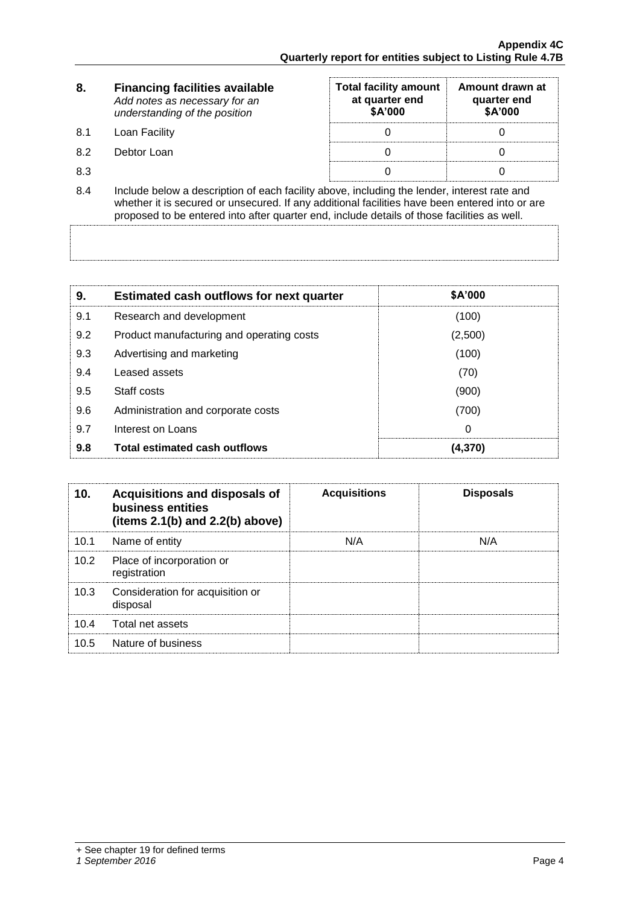| 8. | **Financing facilities available** *Add notes as necessary for an understanding of the position* | **Total facility amount at quarter end $A'000** | **Amount drawn at quarter end $A'000** |
|---|---|---|---|
| 8.1 | Loan Facility | 0 | 0 |
| 8.2 | Debtor Loan | 0 | 0 |
| 8.3 | | 0 | 0 |

8.4 Include below a description of each facility above, including the lender, interest rate and whether it is secured or unsecured. If any additional facilities have been entered into or are proposed to be entered into after quarter end, include details of those facilities as well.

| 9. | **Estimated cash outflows for next quarter** | **$A'000** |
|---|---|---|
| 9.1 | Research and development | (100) |
| 9.2 | Product manufacturing and operating costs | (2,500) |
| 9.3 | Advertising and marketing | (100) |
| 9.4 | Leased assets | (70) |
| 9.5 | Staff costs | (900) |
| 9.6 | Administration and corporate costs | (700) |
| 9.7 | Interest on Loans | 0 |
| **9.8** | **Total estimated cash outflows** | **(4,370)** |

| 10. | **Acquisitions and disposals of business entities (items 2.1(b) and 2.2(b) above)** | **Acquisitions** | **Disposals** |
|---|---|---|---|
| 10.1 | Name of entity | N/A | N/A |
| 10.2 | Place of incorporation or registration | | |
| 10.3 | Consideration for acquisition or disposal | | |
| 10.4 | Total net assets | | |
| 10.5 | Nature of business | | |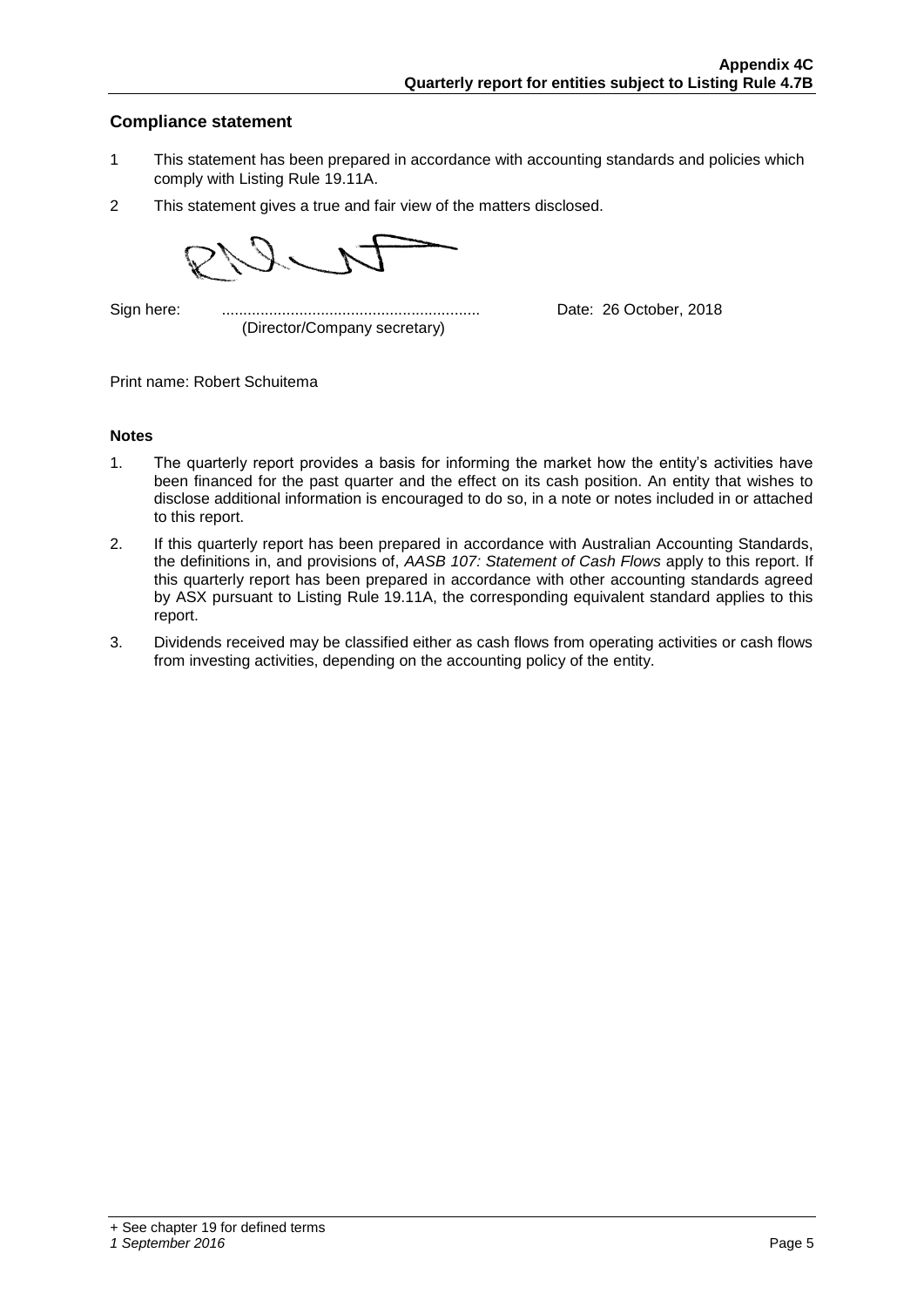## Compliance statement

1 This statement has been prepared in accordance with accounting standards and policies which comply with Listing Rule 19.11A.

2 This statement gives a true and fair view of the matters disclosed.

Sign here: ............................................................ Date: 26 October, 2018
(Director/Company secretary)

Print name: Robert Schuitema

### Notes

1. The quarterly report provides a basis for informing the market how the entity's activities have been financed for the past quarter and the effect on its cash position. An entity that wishes to disclose additional information is encouraged to do so, in a note or notes included in or attached to this report.
2. If this quarterly report has been prepared in accordance with Australian Accounting Standards, the definitions in, and provisions of, *AASB 107: Statement of Cash Flows* apply to this report. If this quarterly report has been prepared in accordance with other accounting standards agreed by ASX pursuant to Listing Rule 19.11A, the corresponding equivalent standard applies to this report.
3. Dividends received may be classified either as cash flows from operating activities or cash flows from investing activities, depending on the accounting policy of the entity.